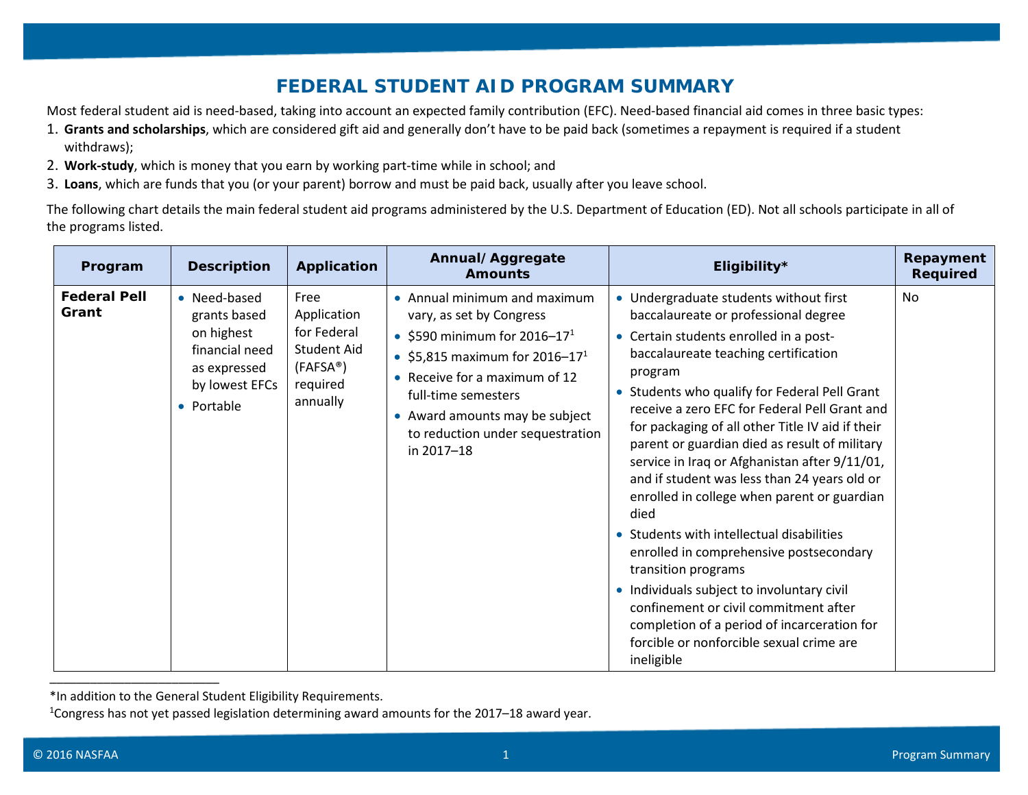# FEDERAL STUDENT AID PROGRAM SUMMARY

Most federal student aid is need-based, taking into account an expected family contribution (EFC). Need-based financial aid comes in three basic types:

1. **Grants and scholarships**, which are considered gift aid and generally don't have to be paid back (sometimes a repayment is required if a student withdraws);
2. **Work-study**, which is money that you earn by working part-time while in school; and
3. **Loans**, which are funds that you (or your parent) borrow and must be paid back, usually after you leave school.

The following chart details the main federal student aid programs administered by the U.S. Department of Education (ED). Not all schools participate in all of the programs listed.

| Program | Description | Application | Annual/ Aggregate Amounts | Eligibility* | Repayment Required |
|---|---|---|---|---|---|
| **Federal Pell Grant** | • Need-based grants based on highest financial need as expressed by lowest EFCs<br>• Portable | Free Application for Federal Student Aid (FAFSA®) required annually | • Annual minimum and maximum vary, as set by Congress<br>• $590 minimum for 2016–17[1]<br>• $5,815 maximum for 2016–17[1]<br>• Receive for a maximum of 12 full-time semesters<br>• Award amounts may be subject to reduction under sequestration in 2017–18 | • Undergraduate students without first baccalaureate or professional degree<br>• Certain students enrolled in a post-baccalaureate teaching certification program<br>• Students who qualify for Federal Pell Grant receive a zero EFC for Federal Pell Grant and for packaging of all other Title IV aid if their parent or guardian died as result of military service in Iraq or Afghanistan after 9/11/01, and if student was less than 24 years old or enrolled in college when parent or guardian died<br>• Students with intellectual disabilities enrolled in comprehensive postsecondary transition programs<br>• Individuals subject to involuntary civil confinement or civil commitment after completion of a period of incarceration for forcible or nonforcible sexual crime are ineligible | No |

*In addition to the General Student Eligibility Requirements.

[1]Congress has not yet passed legislation determining award amounts for the 2017–18 award year.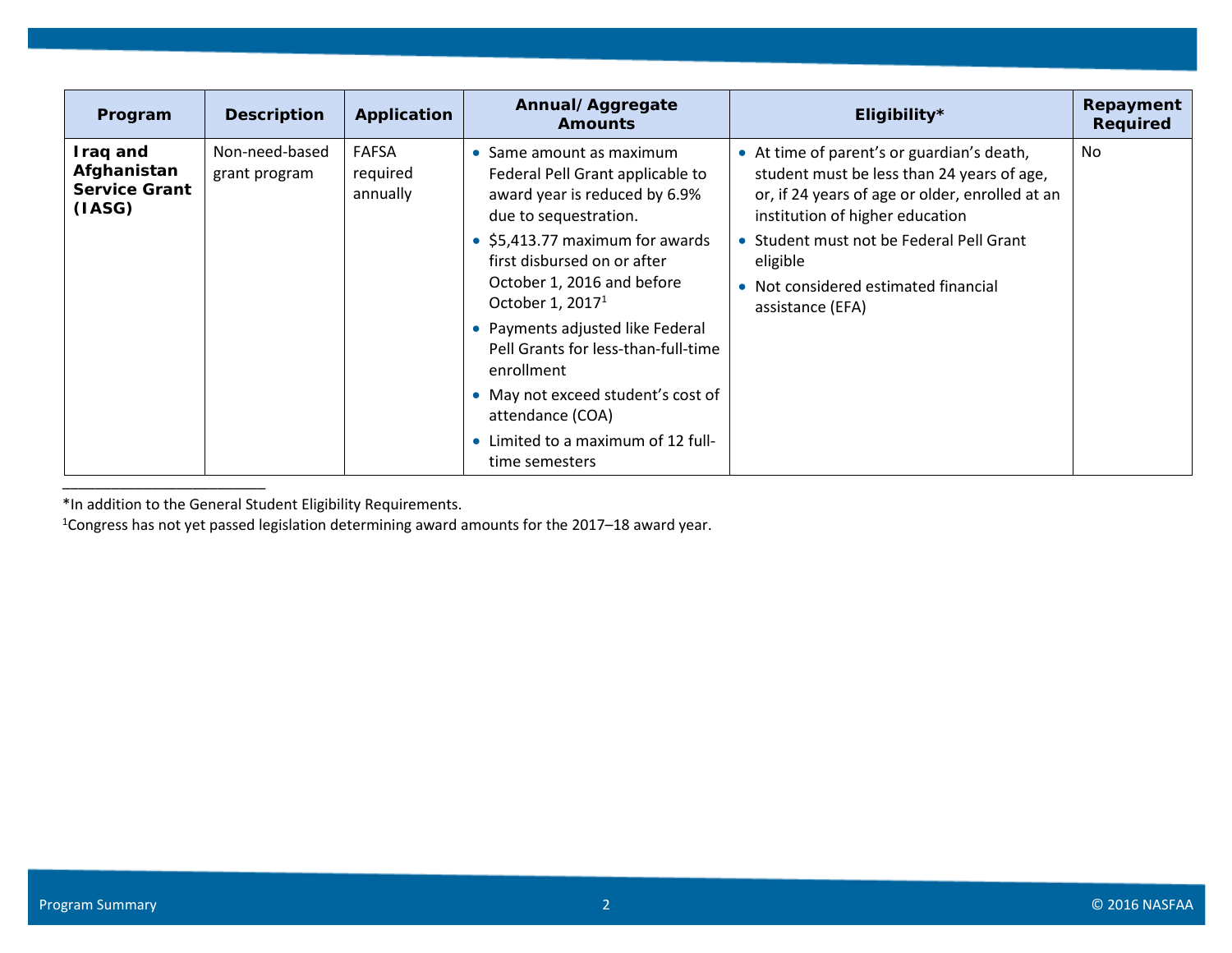| Program | Description | Application | Annual/Aggregate Amounts | Eligibility* | Repayment Required |
|---|---|---|---|---|---|
| **Iraq and Afghanistan Service Grant (IASG)** | Non-need-based grant program | FAFSA required annually | • Same amount as maximum Federal Pell Grant applicable to award year is reduced by 6.9% due to sequestration.<br>• $5,413.77 maximum for awards first disbursed on or after October 1, 2016 and before October 1, 2017[1]<br>• Payments adjusted like Federal Pell Grants for less-than-full-time enrollment<br>• May not exceed student's cost of attendance (COA)<br>• Limited to a maximum of 12 full-time semesters | • At time of parent's or guardian's death, student must be less than 24 years of age, or, if 24 years of age or older, enrolled at an institution of higher education<br>• Student must not be Federal Pell Grant eligible<br>• Not considered estimated financial assistance (EFA) | No |

*In addition to the General Student Eligibility Requirements.

[1]Congress has not yet passed legislation determining award amounts for the 2017–18 award year.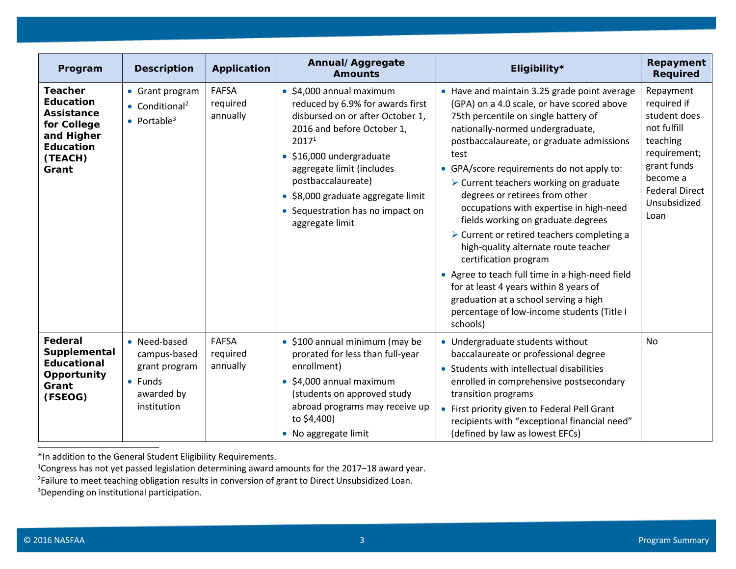| Program | Description | Application | Annual/ Aggregate Amounts | Eligibility* | Repayment Required |
|---|---|---|---|---|---|
| **Teacher Education Assistance for College and Higher Education (TEACH) Grant** | • Grant program<br>• Conditional[2]<br>• Portable[3] | FAFSA required annually | • $4,000 annual maximum reduced by 6.9% for awards first disbursed on or after October 1, 2016 and before October 1, 2017[1]<br>• $16,000 undergraduate aggregate limit (includes postbaccalaureate)<br>• $8,000 graduate aggregate limit<br>• Sequestration has no impact on aggregate limit | • Have and maintain 3.25 grade point average (GPA) on a 4.0 scale, or have scored above 75th percentile on single battery of nationally-normed undergraduate, postbaccalaureate, or graduate admissions test<br>• GPA/score requirements do not apply to:<br>➢ Current teachers working on graduate degrees or retirees from other occupations with expertise in high-need fields working on graduate degrees<br>➢ Current or retired teachers completing a high-quality alternate route teacher certification program<br>• Agree to teach full time in a high-need field for at least 4 years within 8 years of graduation at a school serving a high percentage of low-income students (Title I schools) | Repayment required if student does not fulfill teaching requirement; grant funds become a Federal Direct Unsubsidized Loan |
| **Federal Supplemental Educational Opportunity Grant (FSEOG)** | • Need-based campus-based grant program<br>• Funds awarded by institution | FAFSA required annually | • $100 annual minimum (may be prorated for less than full-year enrollment)<br>• $4,000 annual maximum (students on approved study abroad programs may receive up to $4,400)<br>• No aggregate limit | • Undergraduate students without baccalaureate or professional degree<br>• Students with intellectual disabilities enrolled in comprehensive postsecondary transition programs<br>• First priority given to Federal Pell Grant recipients with "exceptional financial need" (defined by law as lowest EFCs) | No |

*In addition to the General Student Eligibility Requirements.

[1]Congress has not yet passed legislation determining award amounts for the 2017–18 award year.

[2]Failure to meet teaching obligation results in conversion of grant to Direct Unsubsidized Loan.

[3]Depending on institutional participation.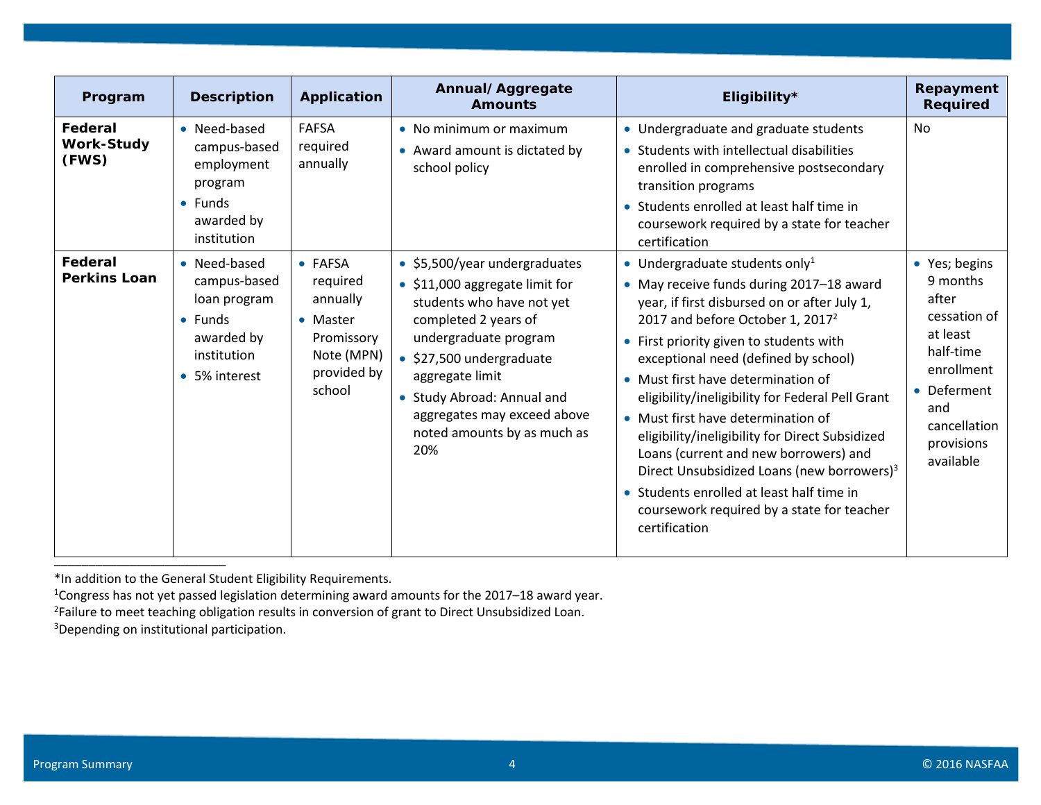| Program | Description | Application | Annual/ Aggregate Amounts | Eligibility* | Repayment Required |
|---|---|---|---|---|---|
| **Federal Work-Study (FWS)** | • Need-based campus-based employment program<br>• Funds awarded by institution | FAFSA required annually | • No minimum or maximum<br>• Award amount is dictated by school policy | • Undergraduate and graduate students<br>• Students with intellectual disabilities enrolled in comprehensive postsecondary transition programs<br>• Students enrolled at least half time in coursework required by a state for teacher certification | No |
| **Federal Perkins Loan** | • Need-based campus-based loan program<br>• Funds awarded by institution<br>• 5% interest | • FAFSA required annually<br>• Master Promissory Note (MPN) provided by school | • $5,500/year undergraduates<br>• $11,000 aggregate limit for students who have not yet completed 2 years of undergraduate program<br>• $27,500 undergraduate aggregate limit<br>• Study Abroad: Annual and aggregates may exceed above noted amounts by as much as 20% | • Undergraduate students only[1]<br>• May receive funds during 2017–18 award year, if first disbursed on or after July 1, 2017 and before October 1, 2017[2]<br>• First priority given to students with exceptional need (defined by school)<br>• Must first have determination of eligibility/ineligibility for Federal Pell Grant<br>• Must first have determination of eligibility/ineligibility for Direct Subsidized Loans (current and new borrowers) and Direct Unsubsidized Loans (new borrowers)[3]<br>• Students enrolled at least half time in coursework required by a state for teacher certification | • Yes; begins 9 months after cessation of at least half-time enrollment<br>• Deferment and cancellation provisions available |

*In addition to the General Student Eligibility Requirements.
[1]Congress has not yet passed legislation determining award amounts for the 2017–18 award year.
[2]Failure to meet teaching obligation results in conversion of grant to Direct Unsubsidized Loan.
[3]Depending on institutional participation.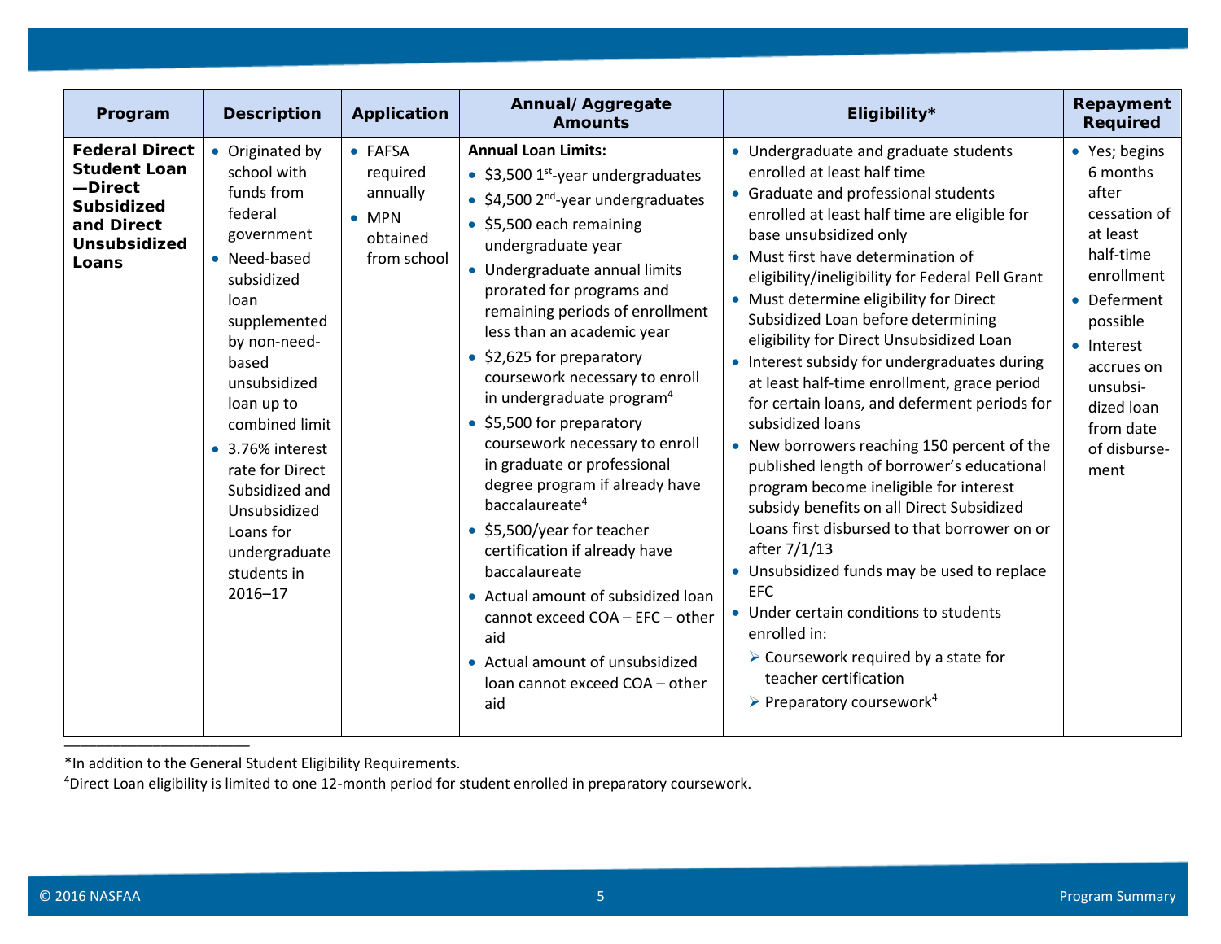| Program | Description | Application | Annual/ Aggregate Amounts | Eligibility* | Repayment Required |
|---|---|---|---|---|---|
| **Federal Direct Student Loan—Direct Subsidized and Direct Unsubsidized Loans** | • Originated by school with funds from federal government<br>• Need-based subsidized loan supplemented by non-need-based unsubsidized loan up to combined limit<br>• 3.76% interest rate for Direct Subsidized and Unsubsidized Loans for undergraduate students in 2016–17 | • FAFSA required annually<br>• MPN obtained from school | **Annual Loan Limits:**<br>• $3,500 1st-year undergraduates<br>• $4,500 2nd-year undergraduates<br>• $5,500 each remaining undergraduate year<br>• Undergraduate annual limits prorated for programs and remaining periods of enrollment less than an academic year<br>• $2,625 for preparatory coursework necessary to enroll in undergraduate program[4]<br>• $5,500 for preparatory coursework necessary to enroll in graduate or professional degree program if already have baccalaureate[4]<br>• $5,500/year for teacher certification if already have baccalaureate<br>• Actual amount of subsidized loan cannot exceed COA – EFC – other aid<br>• Actual amount of unsubsidized loan cannot exceed COA – other aid | • Undergraduate and graduate students enrolled at least half time<br>• Graduate and professional students enrolled at least half time are eligible for base unsubsidized only<br>• Must first have determination of eligibility/ineligibility for Federal Pell Grant<br>• Must determine eligibility for Direct Subsidized Loan before determining eligibility for Direct Unsubsidized Loan<br>• Interest subsidy for undergraduates during at least half-time enrollment, grace period for certain loans, and deferment periods for subsidized loans<br>• New borrowers reaching 150 percent of the published length of borrower's educational program become ineligible for interest subsidy benefits on all Direct Subsidized Loans first disbursed to that borrower on or after 7/1/13<br>• Unsubsidized funds may be used to replace EFC<br>• Under certain conditions to students enrolled in:<br>➢ Coursework required by a state for teacher certification<br>➢ Preparatory coursework[4] | • Yes; begins 6 months after cessation of at least half-time enrollment<br>• Deferment possible<br>• Interest accrues on unsubsidized loan from date of disbursement |

*In addition to the General Student Eligibility Requirements.

[4]Direct Loan eligibility is limited to one 12-month period for student enrolled in preparatory coursework.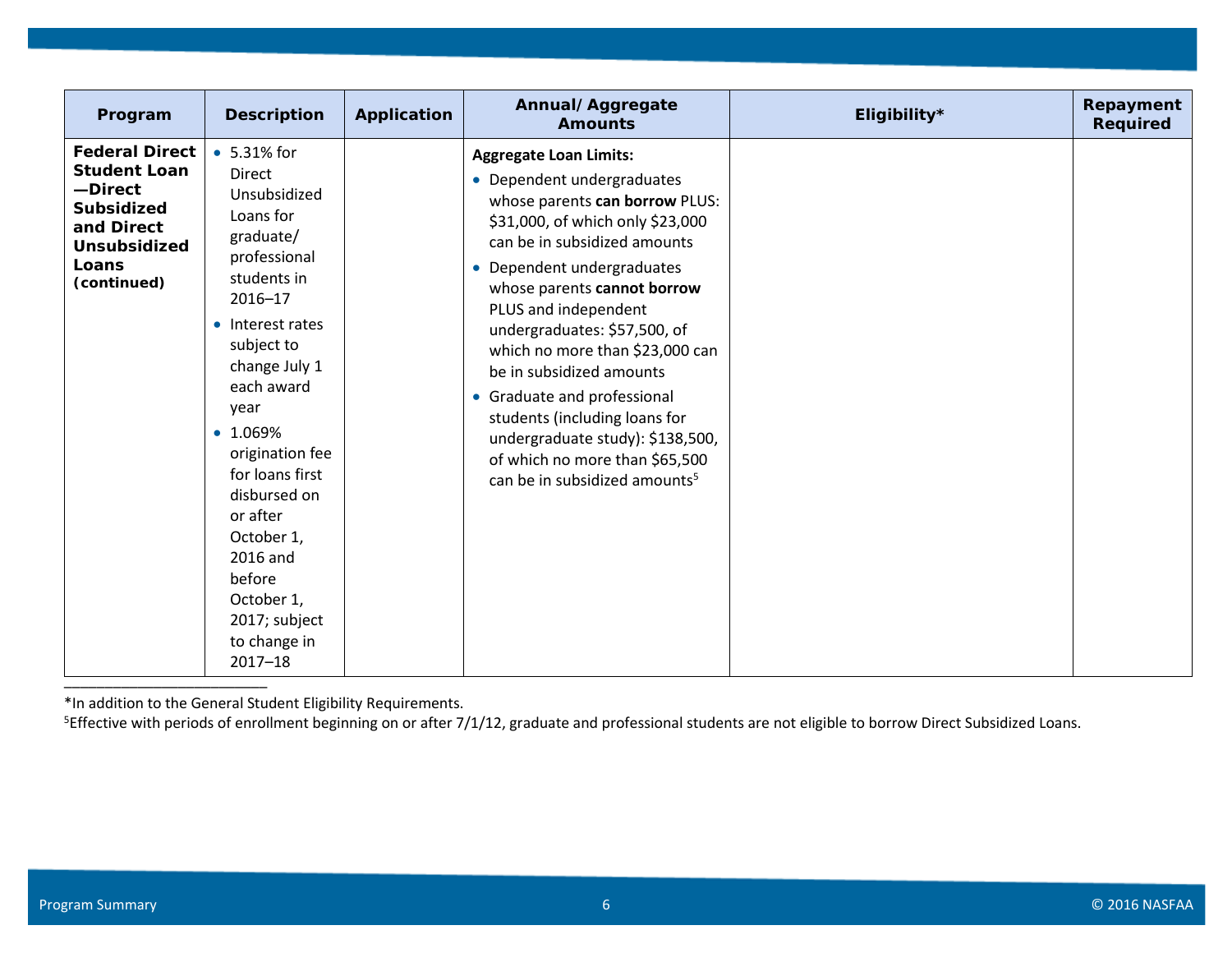| Program | Description | Application | Annual/ Aggregate Amounts | Eligibility* | Repayment Required |
|---|---|---|---|---|---|
| **Federal Direct Student Loan—Direct Subsidized and Direct Unsubsidized Loans (continued)** | • 5.31% for Direct Unsubsidized Loans for graduate/ professional students in 2016–17<br>• Interest rates subject to change July 1 each award year<br>• 1.069% origination fee for loans first disbursed on or after October 1, 2016 and before October 1, 2017; subject to change in 2017–18 | | **Aggregate Loan Limits:**<br>• Dependent undergraduates whose parents **can borrow** PLUS: $31,000, of which only $23,000 can be in subsidized amounts<br>• Dependent undergraduates whose parents **cannot borrow** PLUS and independent undergraduates: $57,500, of which no more than $23,000 can be in subsidized amounts<br>• Graduate and professional students (including loans for undergraduate study): $138,500, of which no more than $65,500 can be in subsidized amounts[5] | | |

*In addition to the General Student Eligibility Requirements.

[5]Effective with periods of enrollment beginning on or after 7/1/12, graduate and professional students are not eligible to borrow Direct Subsidized Loans.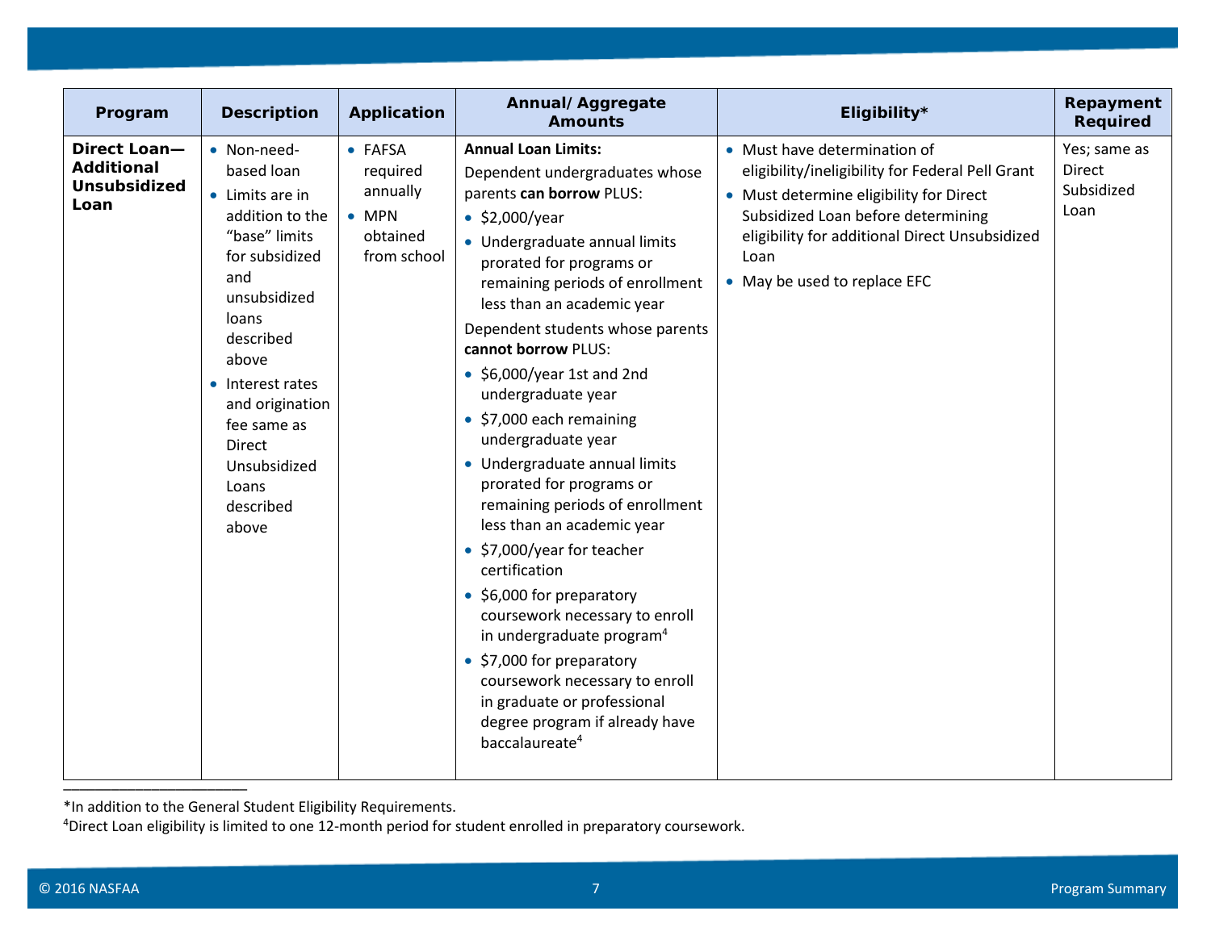| Program | Description | Application | Annual/ Aggregate Amounts | Eligibility* | Repayment Required |
|---|---|---|---|---|---|
| **Direct Loan—Additional Unsubsidized Loan** | • Non-need-based loan<br>• Limits are in addition to the "base" limits for subsidized and unsubsidized loans described above<br>• Interest rates and origination fee same as Direct Unsubsidized Loans described above | • FAFSA required annually<br>• MPN obtained from school | **Annual Loan Limits:**<br>Dependent undergraduates whose parents **can borrow** PLUS:<br>• $2,000/year<br>• Undergraduate annual limits prorated for programs or remaining periods of enrollment less than an academic year<br>Dependent students whose parents **cannot borrow** PLUS:<br>• $6,000/year 1st and 2nd undergraduate year<br>• $7,000 each remaining undergraduate year<br>• Undergraduate annual limits prorated for programs or remaining periods of enrollment less than an academic year<br>• $7,000/year for teacher certification<br>• $6,000 for preparatory coursework necessary to enroll in undergraduate program[4]<br>• $7,000 for preparatory coursework necessary to enroll in graduate or professional degree program if already have baccalaureate[4] | • Must have determination of eligibility/ineligibility for Federal Pell Grant<br>• Must determine eligibility for Direct Subsidized Loan before determining eligibility for additional Direct Unsubsidized Loan<br>• May be used to replace EFC | Yes; same as Direct Subsidized Loan |

*In addition to the General Student Eligibility Requirements.

[4]Direct Loan eligibility is limited to one 12-month period for student enrolled in preparatory coursework.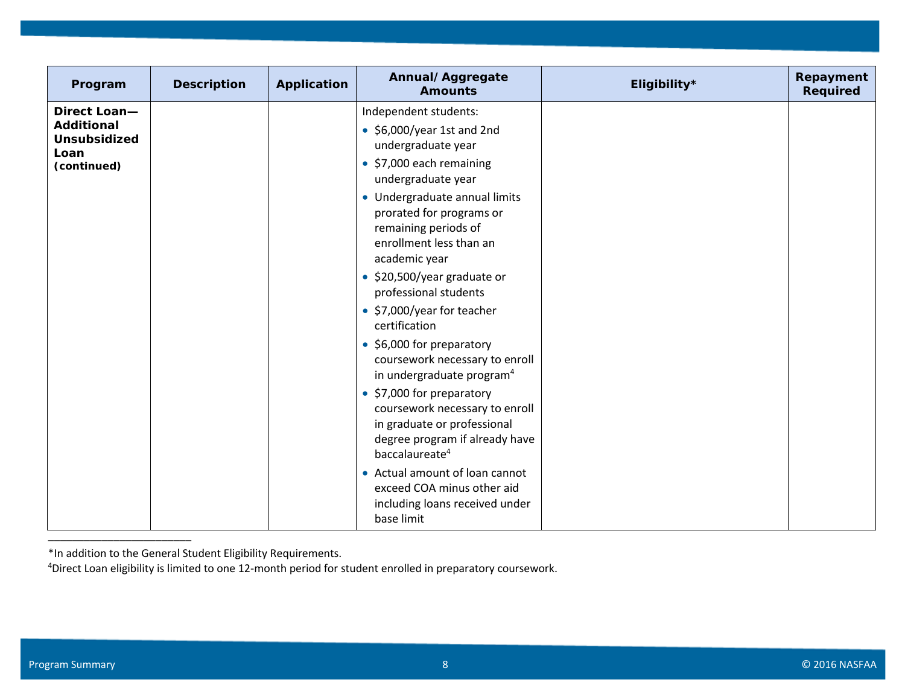| Program | Description | Application | Annual/ Aggregate Amounts | Eligibility* | Repayment Required |
|---|---|---|---|---|---|
| **Direct Loan—Additional Unsubsidized Loan (continued)** | | | Independent students:<br>• $6,000/year 1st and 2nd undergraduate year<br>• $7,000 each remaining undergraduate year<br>• Undergraduate annual limits prorated for programs or remaining periods of enrollment less than an academic year<br>• $20,500/year graduate or professional students<br>• $7,000/year for teacher certification<br>• $6,000 for preparatory coursework necessary to enroll in undergraduate program[4]<br>• $7,000 for preparatory coursework necessary to enroll in graduate or professional degree program if already have baccalaureate[4]<br>• Actual amount of loan cannot exceed COA minus other aid including loans received under base limit | | |

*In addition to the General Student Eligibility Requirements.

[4]Direct Loan eligibility is limited to one 12-month period for student enrolled in preparatory coursework.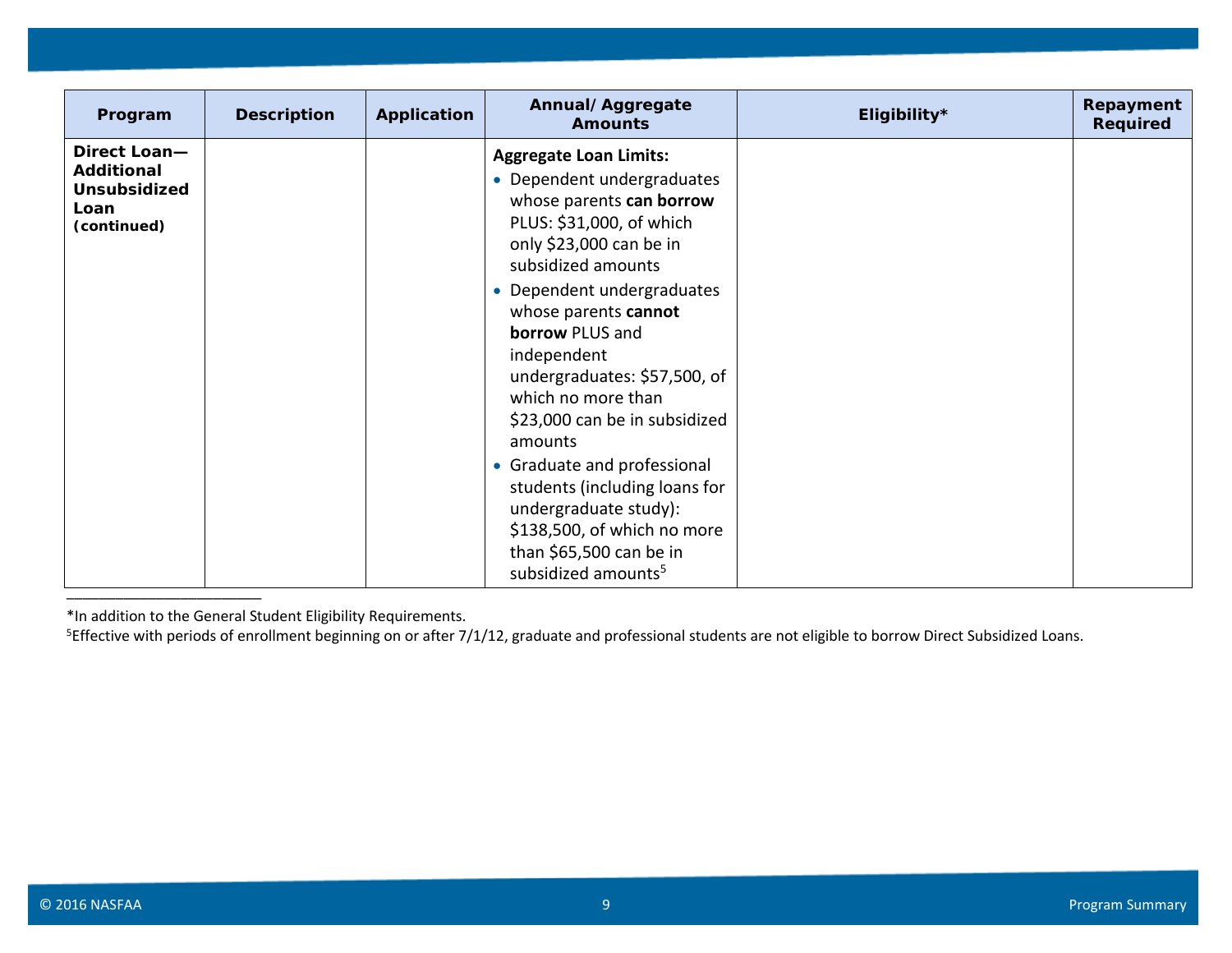| Program | Description | Application | Annual/ Aggregate Amounts | Eligibility* | Repayment Required |
|---|---|---|---|---|---|
| **Direct Loan—Additional Unsubsidized Loan (continued)** | | | **Aggregate Loan Limits:**<br>• Dependent undergraduates whose parents **can borrow** PLUS: $31,000, of which only $23,000 can be in subsidized amounts<br>• Dependent undergraduates whose parents **cannot borrow** PLUS and independent undergraduates: $57,500, of which no more than $23,000 can be in subsidized amounts<br>• Graduate and professional students (including loans for undergraduate study): $138,500, of which no more than $65,500 can be in subsidized amounts[5] | | |

*In addition to the General Student Eligibility Requirements.

[5]Effective with periods of enrollment beginning on or after 7/1/12, graduate and professional students are not eligible to borrow Direct Subsidized Loans.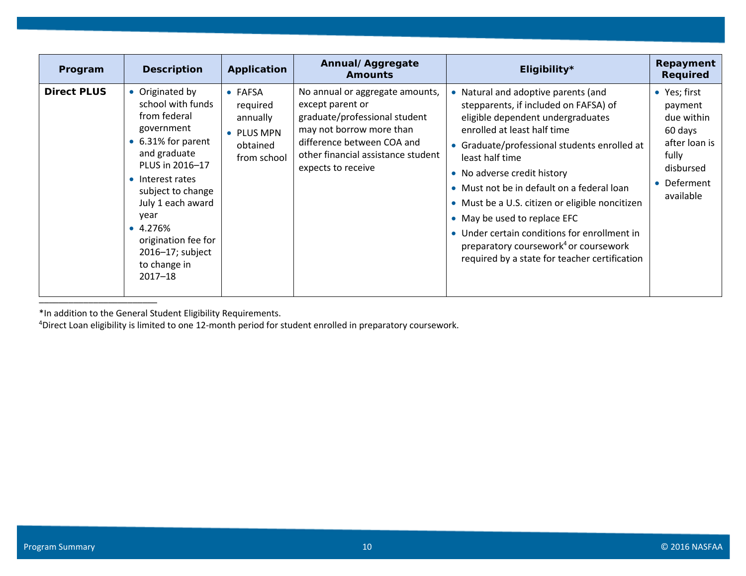| Program | Description | Application | Annual/ Aggregate Amounts | Eligibility* | Repayment Required |
|---|---|---|---|---|---|
| **Direct PLUS** | • Originated by school with funds from federal government<br>• 6.31% for parent and graduate PLUS in 2016–17<br>• Interest rates subject to change July 1 each award year<br>• 4.276% origination fee for 2016–17; subject to change in 2017–18 | • FAFSA required annually<br>• PLUS MPN obtained from school | No annual or aggregate amounts, except parent or graduate/professional student may not borrow more than difference between COA and other financial assistance student expects to receive | • Natural and adoptive parents (and stepparents, if included on FAFSA) of eligible dependent undergraduates enrolled at least half time<br>• Graduate/professional students enrolled at least half time<br>• No adverse credit history<br>• Must not be in default on a federal loan<br>• Must be a U.S. citizen or eligible noncitizen<br>• May be used to replace EFC<br>• Under certain conditions for enrollment in preparatory coursework[4] or coursework required by a state for teacher certification | • Yes; first payment due within 60 days after loan is fully disbursed<br>• Deferment available |

*In addition to the General Student Eligibility Requirements.

[4]Direct Loan eligibility is limited to one 12-month period for student enrolled in preparatory coursework.